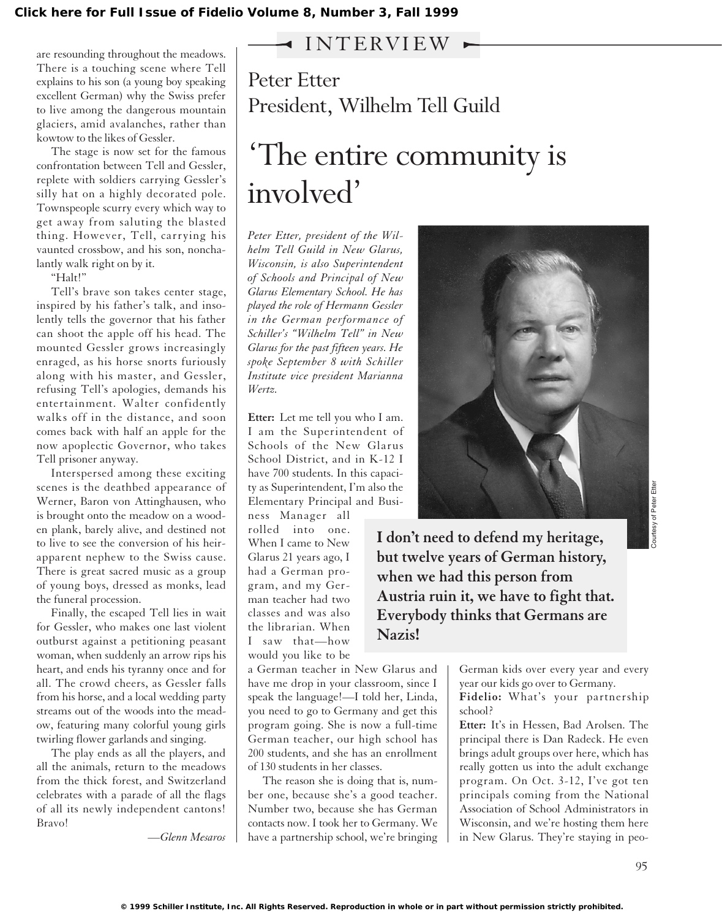are resounding throughout the meadows. There is a touching scene where Tell explains to his son (a young boy speaking excellent German) why the Swiss prefer to live among the dangerous mountain glaciers, amid avalanches, rather than kowtow to the likes of Gessler.

The stage is now set for the famous confrontation between Tell and Gessler, replete with soldiers carrying Gessler's silly hat on a highly decorated pole. Townspeople scurry every which way to get away from saluting the blasted thing. However, Tell, carrying his vaunted crossbow, and his son, nonchalantly walk right on by it.

"Halt!"

Tell's brave son takes center stage, inspired by his father's talk, and insolently tells the governor that his father can shoot the apple off his head. The mounted Gessler grows increasingly enraged, as his horse snorts furiously along with his master, and Gessler, refusing Tell's apologies, demands his entertainment. Walter confidently walks off in the distance, and soon comes back with half an apple for the now apoplectic Governor, who takes Tell prisoner anyway.

Interspersed among these exciting scenes is the deathbed appearance of Werner, Baron von Attinghausen, who is brought onto the meadow on a wooden plank, barely alive, and destined not to live to see the conversion of his heir-apparent nephew to the Swiss cause. There is great sacred music as a group of young boys, dressed as monks, lead the funeral procession.

Finally, the escaped Tell lies in wait for Gessler, who makes one last violent outburst against a petitioning peasant woman, when suddenly an arrow rips his heart, and ends his tyranny once and for all. The crowd cheers, as Gessler falls from his horse, and a local wedding party streams out of the woods into the meadow, featuring many colorful young girls twirling flower garlands and singing.

The play ends as all the players, and all the animals, return to the meadows from the thick forest, and Switzerland celebrates with a parade of all the flags of all its newly independent cantons! Bravo!

—*Glenn Mesaros*

INTERVIEW

## Peter Etter
## President, Wilhelm Tell Guild

# 'The entire community is involved'

*Peter Etter, president of the Wilhelm Tell Guild in New Glarus, Wisconsin, is also Superintendent of Schools and Principal of New Glarus Elementary School. He has played the role of Hermann Gessler in the German performance of Schiller's "Wilhelm Tell" in New Glarus for the past fifteen years. He spoke September 8 with Schiller Institute vice president Marianna Wertz.*

Courtesy of Peter Etter

**I don't need to defend my heritage, but twelve years of German history, when we had this person from Austria ruin it, we have to fight that. Everybody thinks that Germans are Nazis!**

**Etter:** Let me tell you who I am. I am the Superintendent of Schools of the New Glarus School District, and in K-12 I have 700 students. In this capacity as Superintendent, I'm also the Elementary Principal and Business Manager all rolled into one. When I came to New Glarus 21 years ago, I had a German program, and my German teacher had two classes and was also the librarian. When I saw that—how would you like to be a German teacher in New Glarus and have me drop in your classroom, since I speak the language!—I told her, Linda, you need to go to Germany and get this program going. She is now a full-time German teacher, our high school has 200 students, and she has an enrollment of 130 students in her classes.

The reason she is doing that is, number one, because she's a good teacher. Number two, because she has German contacts now. I took her to Germany. We have a partnership school, we're bringing German kids over every year and every year our kids go over to Germany.

**Fidelio:** What's your partnership school?

**Etter:** It's in Hessen, Bad Arolsen. The principal there is Dan Radeck. He even brings adult groups over here, which has really gotten us into the adult exchange program. On Oct. 3-12, I've got ten principals coming from the National Association of School Administrators in Wisconsin, and we're hosting them here in New Glarus. They're staying in peo-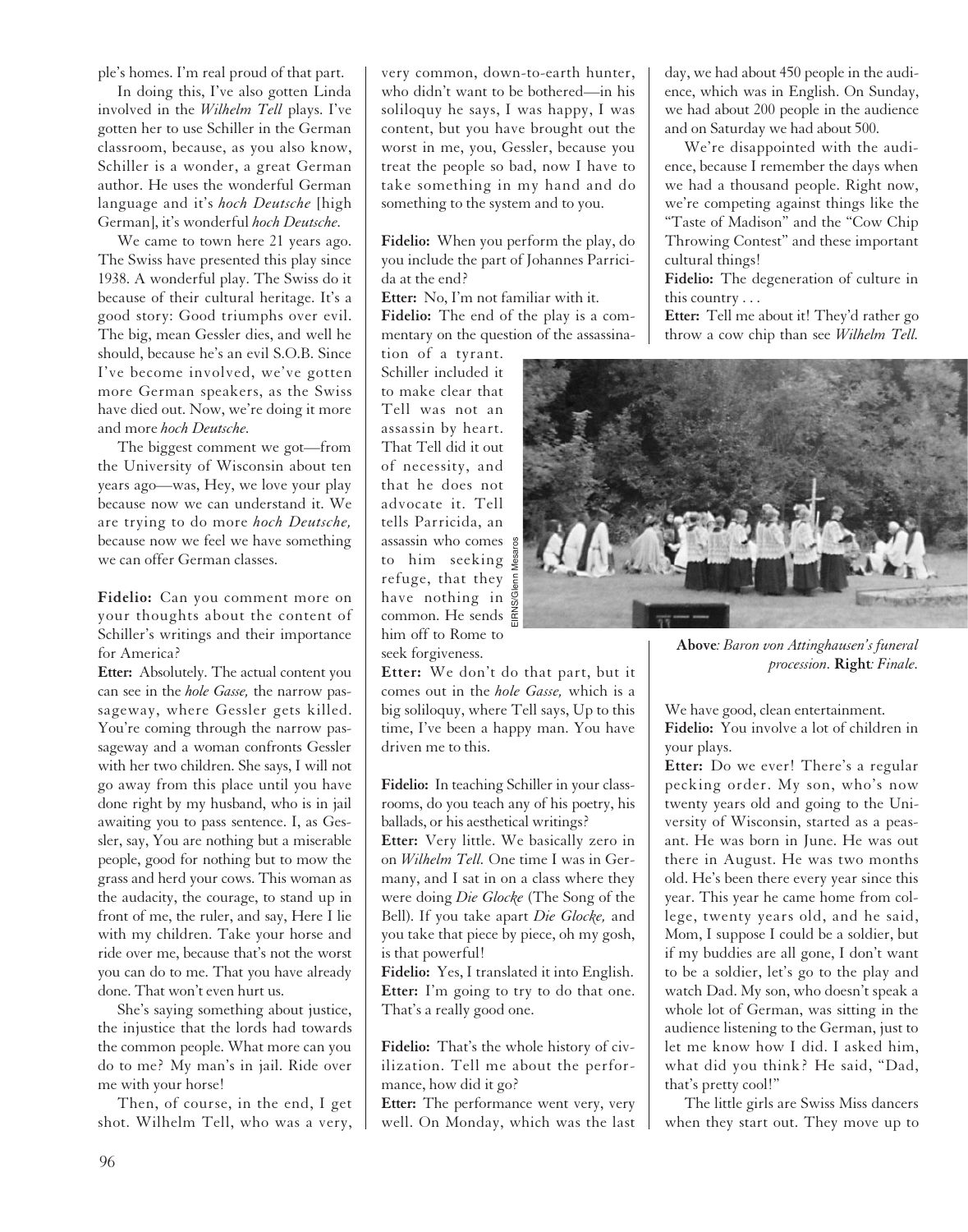ple's homes. I'm real proud of that part.

In doing this, I've also gotten Linda involved in the *Wilhelm Tell* plays. I've gotten her to use Schiller in the German classroom, because, as you also know, Schiller is a wonder, a great German author. He uses the wonderful German language and it's *hoch Deutsche* [high German], it's wonderful *hoch Deutsche.*

We came to town here 21 years ago. The Swiss have presented this play since 1938. A wonderful play. The Swiss do it because of their cultural heritage. It's a good story: Good triumphs over evil. The big, mean Gessler dies, and well he should, because he's an evil S.O.B. Since I've become involved, we've gotten more German speakers, as the Swiss have died out. Now, we're doing it more and more *hoch Deutsche.*

The biggest comment we got—from the University of Wisconsin about ten years ago—was, Hey, we love your play because now we can understand it. We are trying to do more *hoch Deutsche,* because now we feel we have something we can offer German classes.

**Fidelio:** Can you comment more on your thoughts about the content of Schiller's writings and their importance for America?

**Etter:** Absolutely. The actual content you can see in the *hole Gasse,* the narrow passageway, where Gessler gets killed. You're coming through the narrow passageway and a woman confronts Gessler with her two children. She says, I will not go away from this place until you have done right by my husband, who is in jail awaiting you to pass sentence. I, as Gessler, say, You are nothing but a miserable people, good for nothing but to mow the grass and herd your cows. This woman as the audacity, the courage, to stand up in front of me, the ruler, and say, Here I lie with my children. Take your horse and ride over me, because that's not the worst you can do to me. That you have already done. That won't even hurt us.

She's saying something about justice, the injustice that the lords had towards the common people. What more can you do to me? My man's in jail. Ride over me with your horse!

Then, of course, in the end, I get shot. Wilhelm Tell, who was a very, very common, down-to-earth hunter, who didn't want to be bothered—in his soliloquy he says, I was happy, I was content, but you have brought out the worst in me, you, Gessler, because you treat the people so bad, now I have to take something in my hand and do something to the system and to you.

**Fidelio:** When you perform the play, do you include the part of Johannes Parricida at the end?

**Etter:** No, I'm not familiar with it.

**Fidelio:** The end of the play is a commentary on the question of the assassination of a tyrant. Schiller included it to make clear that Tell was not an assassin by heart. That Tell did it out of necessity, and that he does not advocate it. Tell tells Parricida, an assassin who comes to him seeking refuge, that they have nothing in common. He sends him off to Rome to seek forgiveness.

**Etter:** We don't do that part, but it comes out in the *hole Gasse,* which is a big soliloquy, where Tell says, Up to this time, I've been a happy man. You have driven me to this.

**Fidelio:** In teaching Schiller in your classrooms, do you teach any of his poetry, his ballads, or his aesthetical writings?

**Etter:** Very little. We basically zero in on *Wilhelm Tell.* One time I was in Germany, and I sat in on a class where they were doing *Die Glocke* (The Song of the Bell). If you take apart *Die Glocke,* and you take that piece by piece, oh my gosh, is that powerful!

**Fidelio:** Yes, I translated it into English.

**Etter:** I'm going to try to do that one. That's a really good one.

**Fidelio:** That's the whole history of civilization. Tell me about the performance, how did it go?

**Etter:** The performance went very, very well. On Monday, which was the last day, we had about 450 people in the audience, which was in English. On Sunday, we had about 200 people in the audience and on Saturday we had about 500.

We're disappointed with the audience, because I remember the days when we had a thousand people. Right now, we're competing against things like the "Taste of Madison" and the "Cow Chip Throwing Contest" and these important cultural things!

**Fidelio:** The degeneration of culture in this country . . .

**Etter:** Tell me about it! They'd rather go throw a cow chip than see *Wilhelm Tell.* We have good, clean entertainment.

**Fidelio:** You involve a lot of children in your plays.

**Etter:** Do we ever! There's a regular pecking order. My son, who's now twenty years old and going to the University of Wisconsin, started as a peasant. He was born in June. He was out there in August. He was two months old. He's been there every year since this year. This year he came home from college, twenty years old, and he said, Mom, I suppose I could be a soldier, but if my buddies are all gone, I don't want to be a soldier, let's go to the play and watch Dad. My son, who doesn't speak a whole lot of German, was sitting in the audience listening to the German, just to let me know how I did. I asked him, what did you think? He said, "Dad, that's pretty cool!"

The little girls are Swiss Miss dancers when they start out. They move up to

EIRNS/Glenn Mesaros

**Above***: Baron von Attinghausen's funeral procession.* **Right***: Finale.*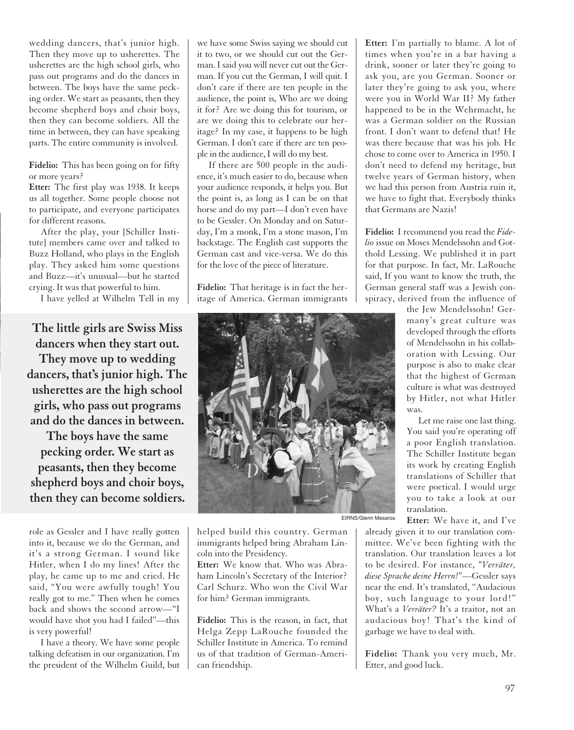wedding dancers, that's junior high. Then they move up to usherettes. The usherettes are the high school girls, who pass out programs and do the dances in between. The boys have the same pecking order. We start as peasants, then they become shepherd boys and choir boys, then they can become soldiers. All the time in between, they can have speaking parts. The entire community is involved.

**Fidelio:** This has been going on for fifty or more years?

**Etter:** The first play was 1938. It keeps us all together. Some people choose not to participate, and everyone participates for different reasons.

After the play, your [Schiller Institute] members came over and talked to Buzz Holland, who plays in the English play. They asked him some questions and Buzz—it's unusual—but he started crying. It was that powerful to him.

I have yelled at Wilhelm Tell in my role as Gessler and I have really gotten into it, because we do the German, and it's a strong German. I sound like Hitler, when I do my lines! After the play, he came up to me and cried. He said, "You were awfully tough! You really got to me." Then when he comes back and shows the second arrow—"I would have shot you had I failed"—this is very powerful!

**The little girls are Swiss Miss dancers when they start out. They move up to wedding dancers, that's junior high. The usherettes are the high school girls, who pass out programs and do the dances in between. The boys have the same pecking order. We start as peasants, then they become shepherd boys and choir boys, then they can become soldiers.**

I have a theory. We have some people talking defeatism in our organization. I'm the president of the Wilhelm Guild, but we have some Swiss saying we should cut it to two, or we should cut out the German. I said you will never cut out the German. If you cut the German, I will quit. I don't care if there are ten people in the audience, the point is, Who are we doing it for? Are we doing this for tourism, or are we doing this to celebrate our heritage? In my case, it happens to be high German. I don't care if there are ten people in the audience, I will do my best.

If there are 500 people in the audience, it's much easier to do, because when your audience responds, it helps you. But the point is, as long as I can be on that horse and do my part—I don't even have to be Gessler. On Monday and on Saturday, I'm a monk, I'm a stone mason, I'm backstage. The English cast supports the German cast and vice-versa. We do this for the love of the piece of literature.

**Fidelio:** That heritage is in fact the heritage of America. German immigrants helped build this country. German immigrants helped bring Abraham Lincoln into the Presidency.

**Etter:** We know that. Who was Abraham Lincoln's Secretary of the Interior? Carl Schurz. Who won the Civil War for him? German immigrants.

**Fidelio:** This is the reason, in fact, that Helga Zepp LaRouche founded the Schiller Institute in America. To remind us of that tradition of German-American friendship.

EIRNS/Glenn Mesaros

**Etter:** I'm partially to blame. A lot of times when you're in a bar having a drink, sooner or later they're going to ask you, are you German. Sooner or later they're going to ask you, where were you in World War II? My father happened to be in the Wehrmacht, he was a German soldier on the Russian front. I don't want to defend that! He was there because that was his job. He chose to come over to America in 1950. I don't need to defend my heritage, but twelve years of German history, when we had this person from Austria ruin it, we have to fight that. Everybody thinks that Germans are Nazis!

**Fidelio:** I recommend you read the *Fidelio* issue on Moses Mendelssohn and Gotthold Lessing. We published it in part for that purpose. In fact, Mr. LaRouche said, If you want to know the truth, the German general staff was a Jewish conspiracy, derived from the influence of the Jew Mendelssohn! Germany's great culture was developed through the efforts of Mendelssohn in his collaboration with Lessing. Our purpose is also to make clear that the highest of German culture is what was destroyed by Hitler, not what Hitler was.

Let me raise one last thing. You said you're operating off a poor English translation. The Schiller Institute began its work by creating English translations of Schiller that were poetical. I would urge you to take a look at our translation.

**Etter:** We have it, and I've already given it to our translation committee. We've been fighting with the translation. Our translation leaves a lot to be desired. For instance, *"Verräter, diese Sprache deine Herrn!"*—Gessler says near the end. It's translated, "Audacious boy, such language to your lord!" What's a *Verräter?* It's a traitor, not an audacious boy! That's the kind of garbage we have to deal with.

**Fidelio:** Thank you very much, Mr. Etter, and good luck.